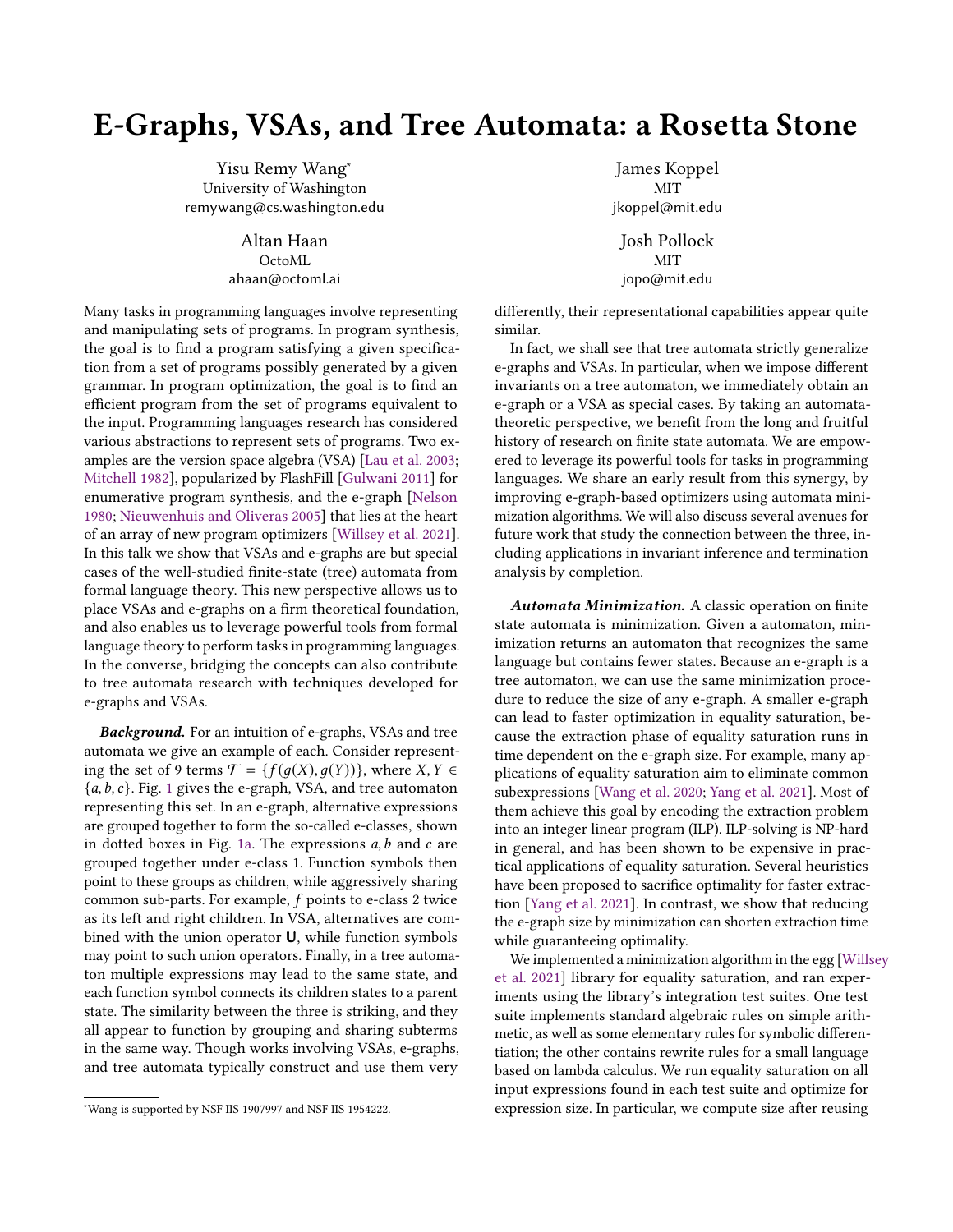# E-Graphs, VSAs, and Tree Automata: a Rosetta Stone

Yisu Remy Wang*
University of Washington
remywang@cs.washington.edu

James Koppel
MIT
jkoppel@mit.edu

Altan Haan
OctoML
ahaan@octoml.ai

Josh Pollock
MIT
jopo@mit.edu

Many tasks in programming languages involve representing and manipulating sets of programs. In program synthesis, the goal is to find a program satisfying a given specification from a set of programs possibly generated by a given grammar. In program optimization, the goal is to find an efficient program from the set of programs equivalent to the input. Programming languages research has considered various abstractions to represent sets of programs. Two examples are the version space algebra (VSA) [Lau et al. 2003; Mitchell 1982], popularized by FlashFill [Gulwani 2011] for enumerative program synthesis, and the e-graph [Nelson 1980; Nieuwenhuis and Oliveras 2005] that lies at the heart of an array of new program optimizers [Willsey et al. 2021]. In this talk we show that VSAs and e-graphs are but special cases of the well-studied finite-state (tree) automata from formal language theory. This new perspective allows us to place VSAs and e-graphs on a firm theoretical foundation, and also enables us to leverage powerful tools from formal language theory to perform tasks in programming languages. In the converse, bridging the concepts can also contribute to tree automata research with techniques developed for e-graphs and VSAs.

***Background.*** For an intuition of e-graphs, VSAs and tree automata we give an example of each. Consider representing the set of 9 terms $\mathcal{T} = \{f(g(X), g(Y))\}$, where $X, Y \in \{a, b, c\}$. Fig. 1 gives the e-graph, VSA, and tree automaton representing this set. In an e-graph, alternative expressions are grouped together to form the so-called e-classes, shown in dotted boxes in Fig. 1a. The expressions $a, b$ and $c$ are grouped together under e-class 1. Function symbols then point to these groups as children, while aggressively sharing common sub-parts. For example, $f$ points to e-class 2 twice as its left and right children. In VSA, alternatives are combined with the union operator **U**, while function symbols may point to such union operators. Finally, in a tree automaton multiple expressions may lead to the same state, and each function symbol connects its children states to a parent state. The similarity between the three is striking, and they all appear to function by grouping and sharing subterms in the same way. Though works involving VSAs, e-graphs, and tree automata typically construct and use them very differently, their representational capabilities appear quite similar.

In fact, we shall see that tree automata strictly generalize e-graphs and VSAs. In particular, when we impose different invariants on a tree automaton, we immediately obtain an e-graph or a VSA as special cases. By taking an automata-theoretic perspective, we benefit from the long and fruitful history of research on finite state automata. We are empowered to leverage its powerful tools for tasks in programming languages. We share an early result from this synergy, by improving e-graph-based optimizers using automata minimization algorithms. We will also discuss several avenues for future work that study the connection between the three, including applications in invariant inference and termination analysis by completion.

***Automata Minimization.*** A classic operation on finite state automata is minimization. Given a automaton, minimization returns an automaton that recognizes the same language but contains fewer states. Because an e-graph is a tree automaton, we can use the same minimization procedure to reduce the size of any e-graph. A smaller e-graph can lead to faster optimization in equality saturation, because the extraction phase of equality saturation runs in time dependent on the e-graph size. For example, many applications of equality saturation aim to eliminate common subexpressions [Wang et al. 2020; Yang et al. 2021]. Most of them achieve this goal by encoding the extraction problem into an integer linear program (ILP). ILP-solving is NP-hard in general, and has been shown to be expensive in practical applications of equality saturation. Several heuristics have been proposed to sacrifice optimality for faster extraction [Yang et al. 2021]. In contrast, we show that reducing the e-graph size by minimization can shorten extraction time while guaranteeing optimality.

We implemented a minimization algorithm in the egg [Willsey et al. 2021] library for equality saturation, and ran experiments using the library's integration test suites. One test suite implements standard algebraic rules on simple arithmetic, as well as some elementary rules for symbolic differentiation; the other contains rewrite rules for a small language based on lambda calculus. We run equality saturation on all input expressions found in each test suite and optimize for expression size. In particular, we compute size after reusing

*Wang is supported by NSF IIS 1907997 and NSF IIS 1954222.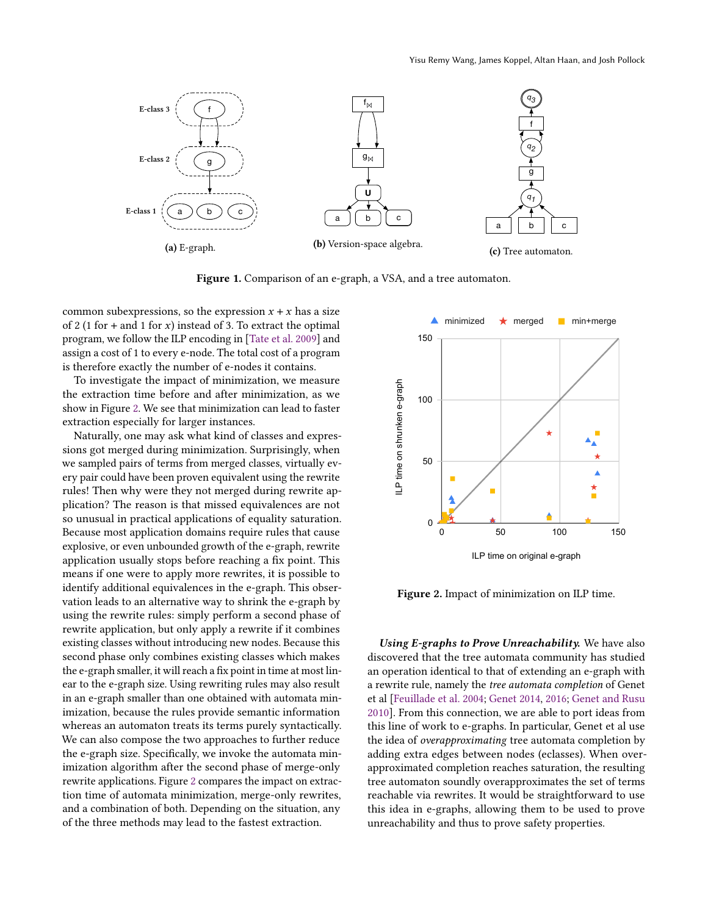(a) E-graph.

(b) Version-space algebra.

(c) Tree automaton.

**Figure 1.** Comparison of an e-graph, a VSA, and a tree automaton.

common subexpressions, so the expression $x + x$ has a size of 2 (1 for + and 1 for $x$) instead of 3. To extract the optimal program, we follow the ILP encoding in [Tate et al. 2009] and assign a cost of 1 to every e-node. The total cost of a program is therefore exactly the number of e-nodes it contains.

To investigate the impact of minimization, we measure the extraction time before and after minimization, as we show in Figure 2. We see that minimization can lead to faster extraction especially for larger instances.

Naturally, one may ask what kind of classes and expressions got merged during minimization. Surprisingly, when we sampled pairs of terms from merged classes, virtually every pair could have been proven equivalent using the rewrite rules! Then why were they not merged during rewrite application? The reason is that missed equivalences are not so unusual in practical applications of equality saturation. Because most application domains require rules that cause explosive, or even unbounded growth of the e-graph, rewrite application usually stops before reaching a fix point. This means if one were to apply more rewrites, it is possible to identify additional equivalences in the e-graph. This observation leads to an alternative way to shrink the e-graph by using the rewrite rules: simply perform a second phase of rewrite application, but only apply a rewrite if it combines existing classes without introducing new nodes. Because this second phase only combines existing classes which makes the e-graph smaller, it will reach a fix point in time at most linear to the e-graph size. Using rewriting rules may also result in an e-graph smaller than one obtained with automata minimization, because the rules provide semantic information whereas an automaton treats its terms purely syntactically. We can also compose the two approaches to further reduce the e-graph size. Specifically, we invoke the automata minimization algorithm after the second phase of merge-only rewrite applications. Figure 2 compares the impact on extraction time of automata minimization, merge-only rewrites, and a combination of both. Depending on the situation, any of the three methods may lead to the fastest extraction.

**Figure 2.** Impact of minimization on ILP time.

***Using E-graphs to Prove Unreachability.*** We have also discovered that the tree automata community has studied an operation identical to that of extending an e-graph with a rewrite rule, namely the *tree automata completion* of Genet et al [Feuillade et al. 2004; Genet 2014, 2016; Genet and Rusu 2010]. From this connection, we are able to port ideas from this line of work to e-graphs. In particular, Genet et al use the idea of *overapproximating* tree automata completion by adding extra edges between nodes (eclasses). When overapproximated completion reaches saturation, the resulting tree automaton soundly overapproximates the set of terms reachable via rewrites. It would be straightforward to use this idea in e-graphs, allowing them to be used to prove unreachability and thus to prove safety properties.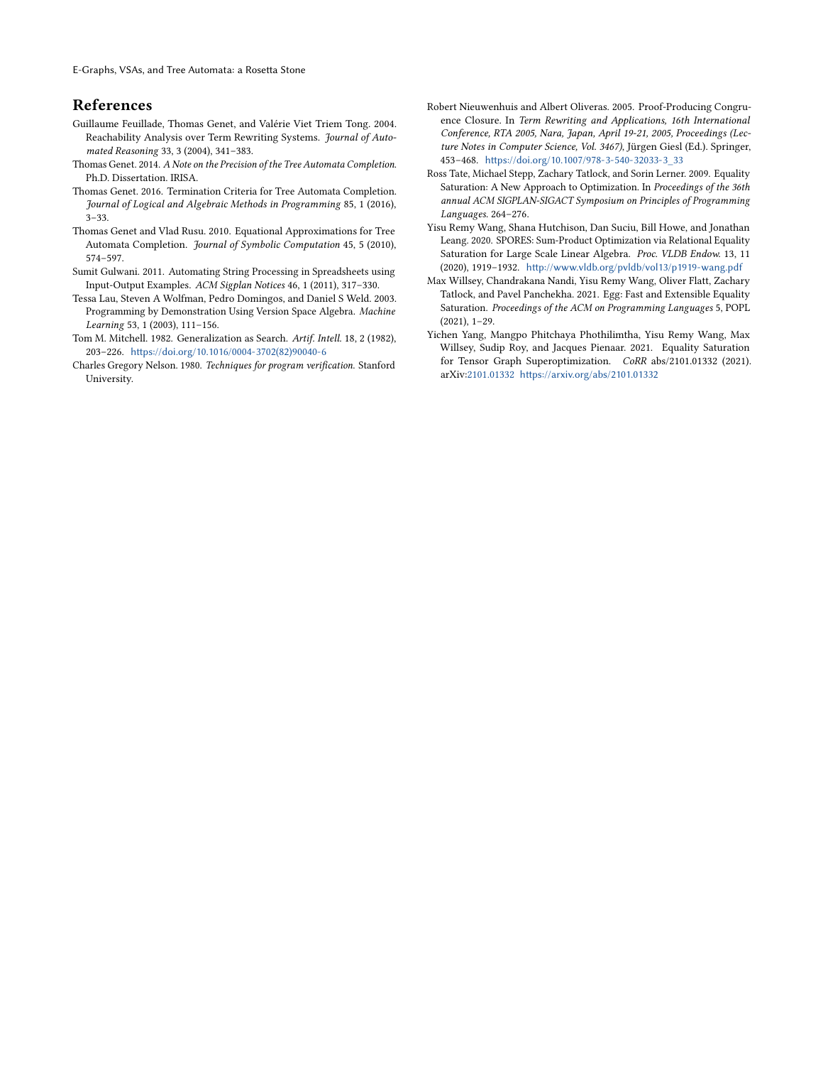## References

Guillaume Feuillade, Thomas Genet, and Valérie Viet Triem Tong. 2004. Reachability Analysis over Term Rewriting Systems. *Journal of Automated Reasoning* 33, 3 (2004), 341–383.

Thomas Genet. 2014. *A Note on the Precision of the Tree Automata Completion.* Ph.D. Dissertation. IRISA.

Thomas Genet. 2016. Termination Criteria for Tree Automata Completion. *Journal of Logical and Algebraic Methods in Programming* 85, 1 (2016), 3–33.

Thomas Genet and Vlad Rusu. 2010. Equational Approximations for Tree Automata Completion. *Journal of Symbolic Computation* 45, 5 (2010), 574–597.

Sumit Gulwani. 2011. Automating String Processing in Spreadsheets using Input-Output Examples. *ACM Sigplan Notices* 46, 1 (2011), 317–330.

Tessa Lau, Steven A Wolfman, Pedro Domingos, and Daniel S Weld. 2003. Programming by Demonstration Using Version Space Algebra. *Machine Learning* 53, 1 (2003), 111–156.

Tom M. Mitchell. 1982. Generalization as Search. *Artif. Intell.* 18, 2 (1982), 203–226. https://doi.org/10.1016/0004-3702(82)90040-6

Charles Gregory Nelson. 1980. *Techniques for program verification.* Stanford University.

Robert Nieuwenhuis and Albert Oliveras. 2005. Proof-Producing Congruence Closure. In *Term Rewriting and Applications, 16th International Conference, RTA 2005, Nara, Japan, April 19-21, 2005, Proceedings (Lecture Notes in Computer Science, Vol. 3467)*, Jürgen Giesl (Ed.). Springer, 453–468. https://doi.org/10.1007/978-3-540-32033-3_33

Ross Tate, Michael Stepp, Zachary Tatlock, and Sorin Lerner. 2009. Equality Saturation: A New Approach to Optimization. In *Proceedings of the 36th annual ACM SIGPLAN-SIGACT Symposium on Principles of Programming Languages.* 264–276.

Yisu Remy Wang, Shana Hutchison, Dan Suciu, Bill Howe, and Jonathan Leang. 2020. SPORES: Sum-Product Optimization via Relational Equality Saturation for Large Scale Linear Algebra. *Proc. VLDB Endow.* 13, 11 (2020), 1919–1932. http://www.vldb.org/pvldb/vol13/p1919-wang.pdf

Max Willsey, Chandrakana Nandi, Yisu Remy Wang, Oliver Flatt, Zachary Tatlock, and Pavel Panchekha. 2021. Egg: Fast and Extensible Equality Saturation. *Proceedings of the ACM on Programming Languages* 5, POPL (2021), 1–29.

Yichen Yang, Mangpo Phitchaya Phothilimtha, Yisu Remy Wang, Max Willsey, Sudip Roy, and Jacques Pienaar. 2021. Equality Saturation for Tensor Graph Superoptimization. *CoRR* abs/2101.01332 (2021). arXiv:2101.01332 https://arxiv.org/abs/2101.01332